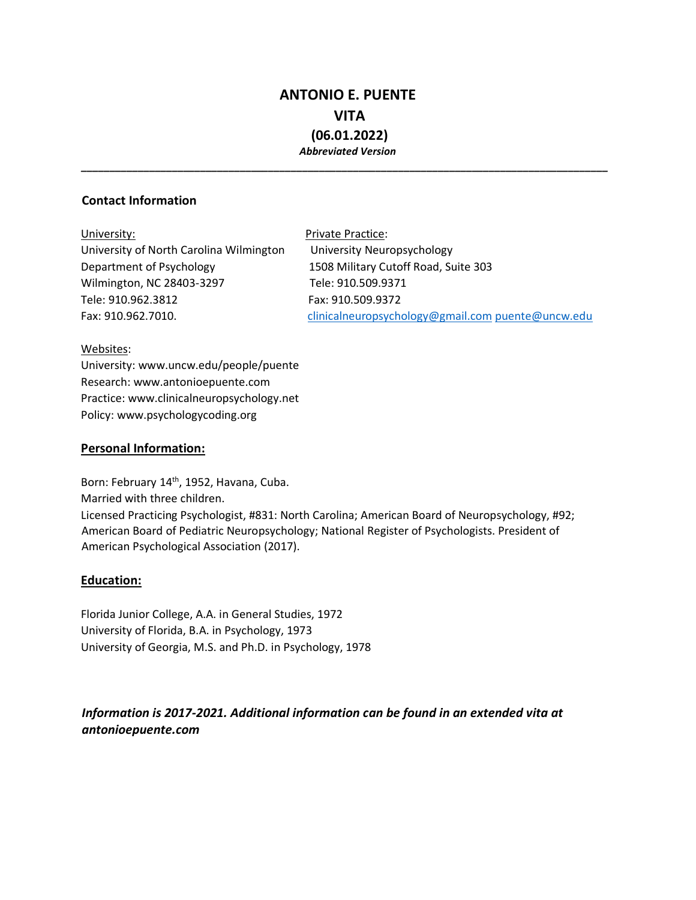# ANTONIO E. PUENTE

# VITA

# (06.01.2022)

***Abbreviated Version***

---

### Contact Information

University:
University of North Carolina Wilmington
Department of Psychology
Wilmington, NC 28403-3297
Tele: 910.962.3812
Fax: 910.962.7010.

Private Practice:
University Neuropsychology
1508 Military Cutoff Road, Suite 303
Tele: 910.509.9371
Fax: 910.509.9372
clinicalneuropsychology@gmail.com puente@uncw.edu

Websites:
University: www.uncw.edu/people/puente
Research: www.antonioepuente.com
Practice: www.clinicalneuropsychology.net
Policy: www.psychologycoding.org

### Personal Information:

Born: February 14th, 1952, Havana, Cuba.
Married with three children.
Licensed Practicing Psychologist, #831: North Carolina; American Board of Neuropsychology, #92; American Board of Pediatric Neuropsychology; National Register of Psychologists. President of American Psychological Association (2017).

### Education:

Florida Junior College, A.A. in General Studies, 1972
University of Florida, B.A. in Psychology, 1973
University of Georgia, M.S. and Ph.D. in Psychology, 1978

***Information is 2017-2021. Additional information can be found in an extended vita at antonioepuente.com***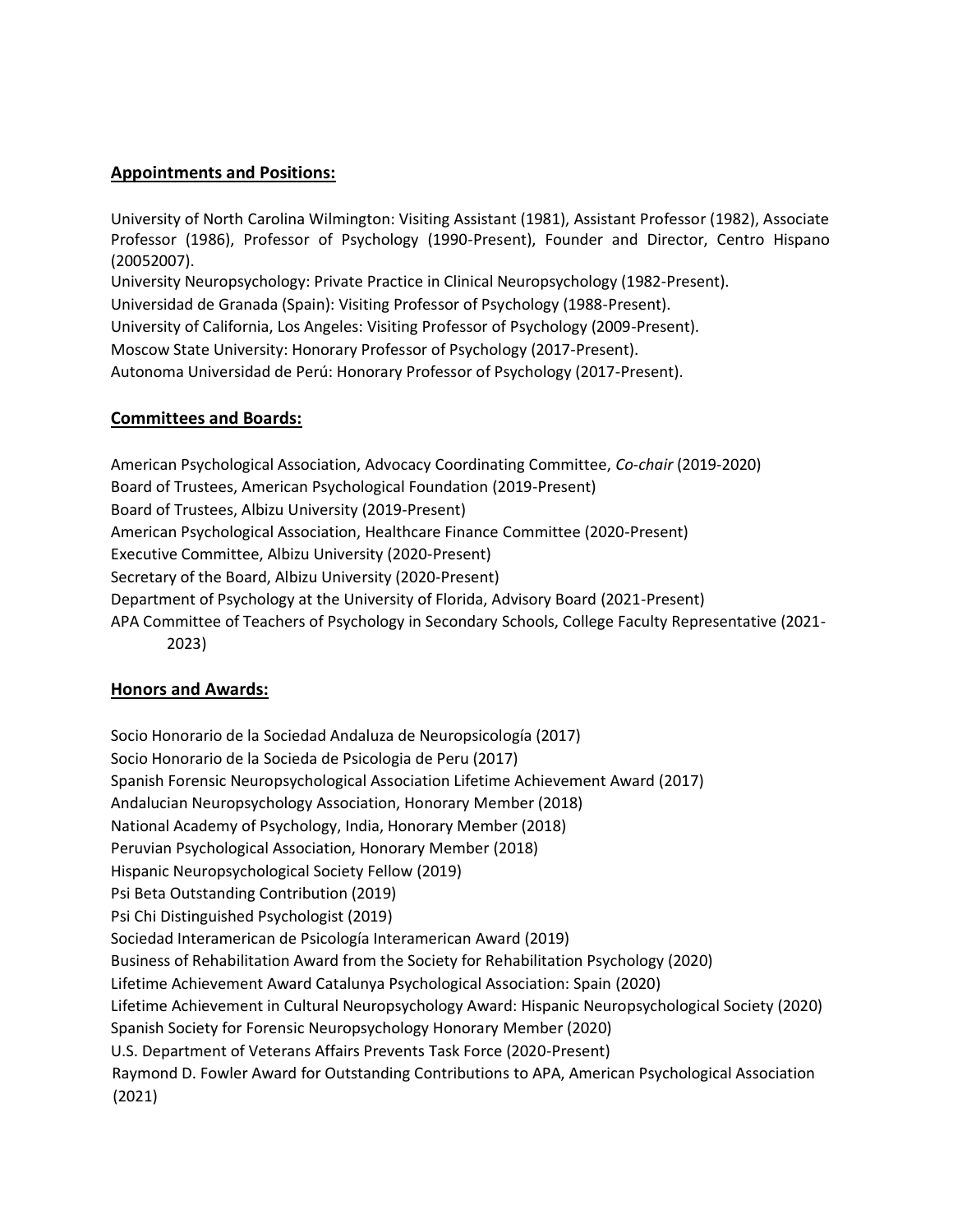## Appointments and Positions:

University of North Carolina Wilmington: Visiting Assistant (1981), Assistant Professor (1982), Associate Professor (1986), Professor of Psychology (1990-Present), Founder and Director, Centro Hispano (20052007).
University Neuropsychology: Private Practice in Clinical Neuropsychology (1982-Present).
Universidad de Granada (Spain): Visiting Professor of Psychology (1988-Present).
University of California, Los Angeles: Visiting Professor of Psychology (2009-Present).
Moscow State University: Honorary Professor of Psychology (2017-Present).
Autonoma Universidad de Perú: Honorary Professor of Psychology (2017-Present).

## Committees and Boards:

American Psychological Association, Advocacy Coordinating Committee, *Co-chair* (2019-2020)
Board of Trustees, American Psychological Foundation (2019-Present)
Board of Trustees, Albizu University (2019-Present)
American Psychological Association, Healthcare Finance Committee (2020-Present)
Executive Committee, Albizu University (2020-Present)
Secretary of the Board, Albizu University (2020-Present)
Department of Psychology at the University of Florida, Advisory Board (2021-Present)
APA Committee of Teachers of Psychology in Secondary Schools, College Faculty Representative (2021-2023)

## Honors and Awards:

Socio Honorario de la Sociedad Andaluza de Neuropsicología (2017)
Socio Honorario de la Socieda de Psicologia de Peru (2017)
Spanish Forensic Neuropsychological Association Lifetime Achievement Award (2017)
Andalucian Neuropsychology Association, Honorary Member (2018)
National Academy of Psychology, India, Honorary Member (2018)
Peruvian Psychological Association, Honorary Member (2018)
Hispanic Neuropsychological Society Fellow (2019)
Psi Beta Outstanding Contribution (2019)
Psi Chi Distinguished Psychologist (2019)
Sociedad Interamerican de Psicología Interamerican Award (2019)
Business of Rehabilitation Award from the Society for Rehabilitation Psychology (2020)
Lifetime Achievement Award Catalunya Psychological Association: Spain (2020)
Lifetime Achievement in Cultural Neuropsychology Award: Hispanic Neuropsychological Society (2020)
Spanish Society for Forensic Neuropsychology Honorary Member (2020)
U.S. Department of Veterans Affairs Prevents Task Force (2020-Present)
Raymond D. Fowler Award for Outstanding Contributions to APA, American Psychological Association (2021)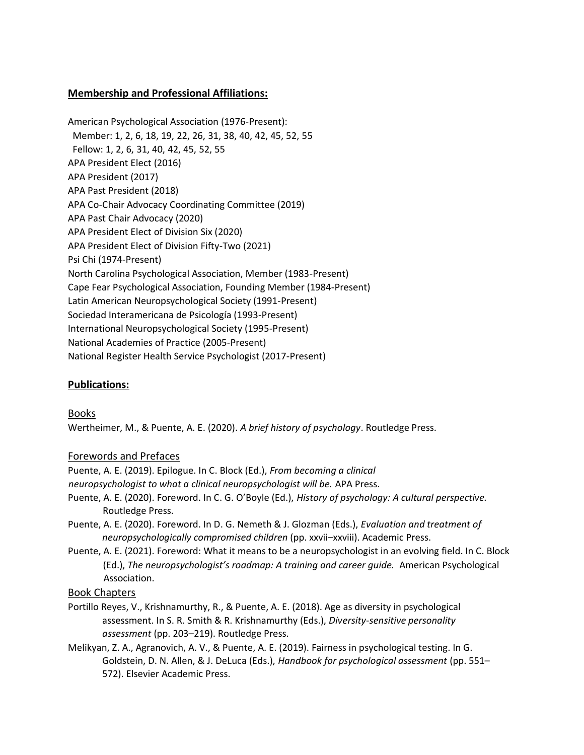## **Membership and Professional Affiliations:**

American Psychological Association (1976-Present):
  Member: 1, 2, 6, 18, 19, 22, 26, 31, 38, 40, 42, 45, 52, 55
  Fellow: 1, 2, 6, 31, 40, 42, 45, 52, 55
APA President Elect (2016)
APA President (2017)
APA Past President (2018)
APA Co-Chair Advocacy Coordinating Committee (2019)
APA Past Chair Advocacy (2020)
APA President Elect of Division Six (2020)
APA President Elect of Division Fifty-Two (2021)
Psi Chi (1974-Present)
North Carolina Psychological Association, Member (1983-Present)
Cape Fear Psychological Association, Founding Member (1984-Present)
Latin American Neuropsychological Society (1991-Present)
Sociedad Interamericana de Psicología (1993-Present)
International Neuropsychological Society (1995-Present)
National Academies of Practice (2005-Present)
National Register Health Service Psychologist (2017-Present)

## **Publications:**

### Books

Wertheimer, M., & Puente, A. E. (2020). *A brief history of psychology*. Routledge Press.

### Forewords and Prefaces

Puente, A. E. (2019). Epilogue. In C. Block (Ed.), *From becoming a clinical neuropsychologist to what a clinical neuropsychologist will be.* APA Press.

Puente, A. E. (2020). Foreword. In C. G. O'Boyle (Ed.), *History of psychology: A cultural perspective.* Routledge Press.

Puente, A. E. (2020). Foreword. In D. G. Nemeth & J. Glozman (Eds.), *Evaluation and treatment of neuropsychologically compromised children* (pp. xxvii–xxviii). Academic Press.

Puente, A. E. (2021). Foreword: What it means to be a neuropsychologist in an evolving field. In C. Block (Ed.), *The neuropsychologist's roadmap: A training and career guide.* American Psychological Association.

### Book Chapters

Portillo Reyes, V., Krishnamurthy, R., & Puente, A. E. (2018). Age as diversity in psychological assessment. In S. R. Smith & R. Krishnamurthy (Eds.), *Diversity-sensitive personality assessment* (pp. 203–219). Routledge Press.

Melikyan, Z. A., Agranovich, A. V., & Puente, A. E. (2019). Fairness in psychological testing. In G. Goldstein, D. N. Allen, & J. DeLuca (Eds.), *Handbook for psychological assessment* (pp. 551–572). Elsevier Academic Press.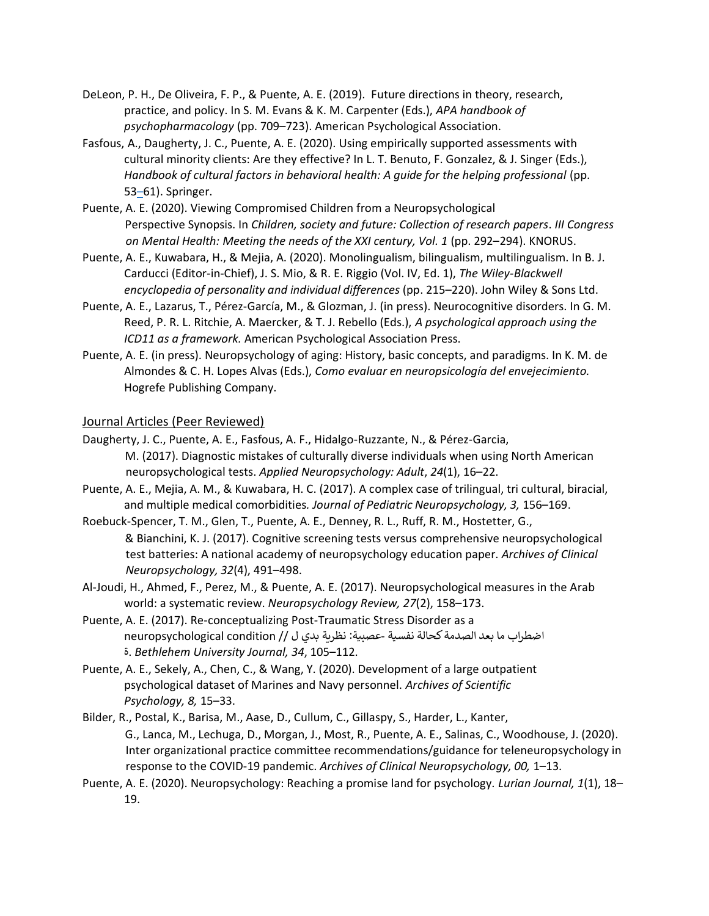DeLeon, P. H., De Oliveira, F. P., & Puente, A. E. (2019). Future directions in theory, research, practice, and policy. In S. M. Evans & K. M. Carpenter (Eds.), *APA handbook of psychopharmacology* (pp. 709–723). American Psychological Association.

Fasfous, A., Daugherty, J. C., Puente, A. E. (2020). Using empirically supported assessments with cultural minority clients: Are they effective? In L. T. Benuto, F. Gonzalez, & J. Singer (Eds.), *Handbook of cultural factors in behavioral health: A guide for the helping professional* (pp. 53–61). Springer.

Puente, A. E. (2020). Viewing Compromised Children from a Neuropsychological Perspective Synopsis. In *Children, society and future: Collection of research papers*. *III Congress on Mental Health: Meeting the needs of the XXI century, Vol. 1* (pp. 292–294). KNORUS.

Puente, A. E., Kuwabara, H., & Mejia, A. (2020). Monolingualism, bilingualism, multilingualism. In B. J. Carducci (Editor-in-Chief), J. S. Mio, & R. E. Riggio (Vol. IV, Ed. 1), *The Wiley-Blackwell encyclopedia of personality and individual differences* (pp. 215–220). John Wiley & Sons Ltd.

Puente, A. E., Lazarus, T., Pérez-García, M., & Glozman, J. (in press). Neurocognitive disorders. In G. M. Reed, P. R. L. Ritchie, A. Maercker, & T. J. Rebello (Eds.), *A psychological approach using the ICD11 as a framework.* American Psychological Association Press.

Puente, A. E. (in press). Neuropsychology of aging: History, basic concepts, and paradigms. In K. M. de Almondes & C. H. Lopes Alvas (Eds.), *Como evaluar en neuropsicología del envejecimiento.* Hogrefe Publishing Company.

## Journal Articles (Peer Reviewed)

Daugherty, J. C., Puente, A. E., Fasfous, A. F., Hidalgo-Ruzzante, N., & Pérez-Garcia, M. (2017). Diagnostic mistakes of culturally diverse individuals when using North American neuropsychological tests. *Applied Neuropsychology: Adult*, *24*(1), 16–22.

Puente, A. E., Mejia, A. M., & Kuwabara, H. C. (2017). A complex case of trilingual, tri cultural, biracial, and multiple medical comorbidities. *Journal of Pediatric Neuropsychology, 3,* 156–169.

Roebuck-Spencer, T. M., Glen, T., Puente, A. E., Denney, R. L., Ruff, R. M., Hostetter, G., & Bianchini, K. J. (2017). Cognitive screening tests versus comprehensive neuropsychological test batteries: A national academy of neuropsychology education paper. *Archives of Clinical Neuropsychology, 32*(4), 491–498.

Al-Joudi, H., Ahmed, F., Perez, M., & Puente, A. E. (2017). Neuropsychological measures in the Arab world: a systematic review. *Neuropsychology Review, 27*(2), 158–173.

Puente, A. E. (2017). Re-conceptualizing Post-Traumatic Stress Disorder as a neuropsychological condition // اضطراب ما بعد الصدمة كحالة نفسية -عصبية: نظرية بدي ل ة. *Bethlehem University Journal, 34*, 105–112.

Puente, A. E., Sekely, A., Chen, C., & Wang, Y. (2020). Development of a large outpatient psychological dataset of Marines and Navy personnel. *Archives of Scientific Psychology, 8,* 15–33.

Bilder, R., Postal, K., Barisa, M., Aase, D., Cullum, C., Gillaspy, S., Harder, L., Kanter, G., Lanca, M., Lechuga, D., Morgan, J., Most, R., Puente, A. E., Salinas, C., Woodhouse, J. (2020). Inter organizational practice committee recommendations/guidance for teleneuropsychology in response to the COVID-19 pandemic. *Archives of Clinical Neuropsychology, 00,* 1–13.

Puente, A. E. (2020). Neuropsychology: Reaching a promise land for psychology. *Lurian Journal, 1*(1), 18–19.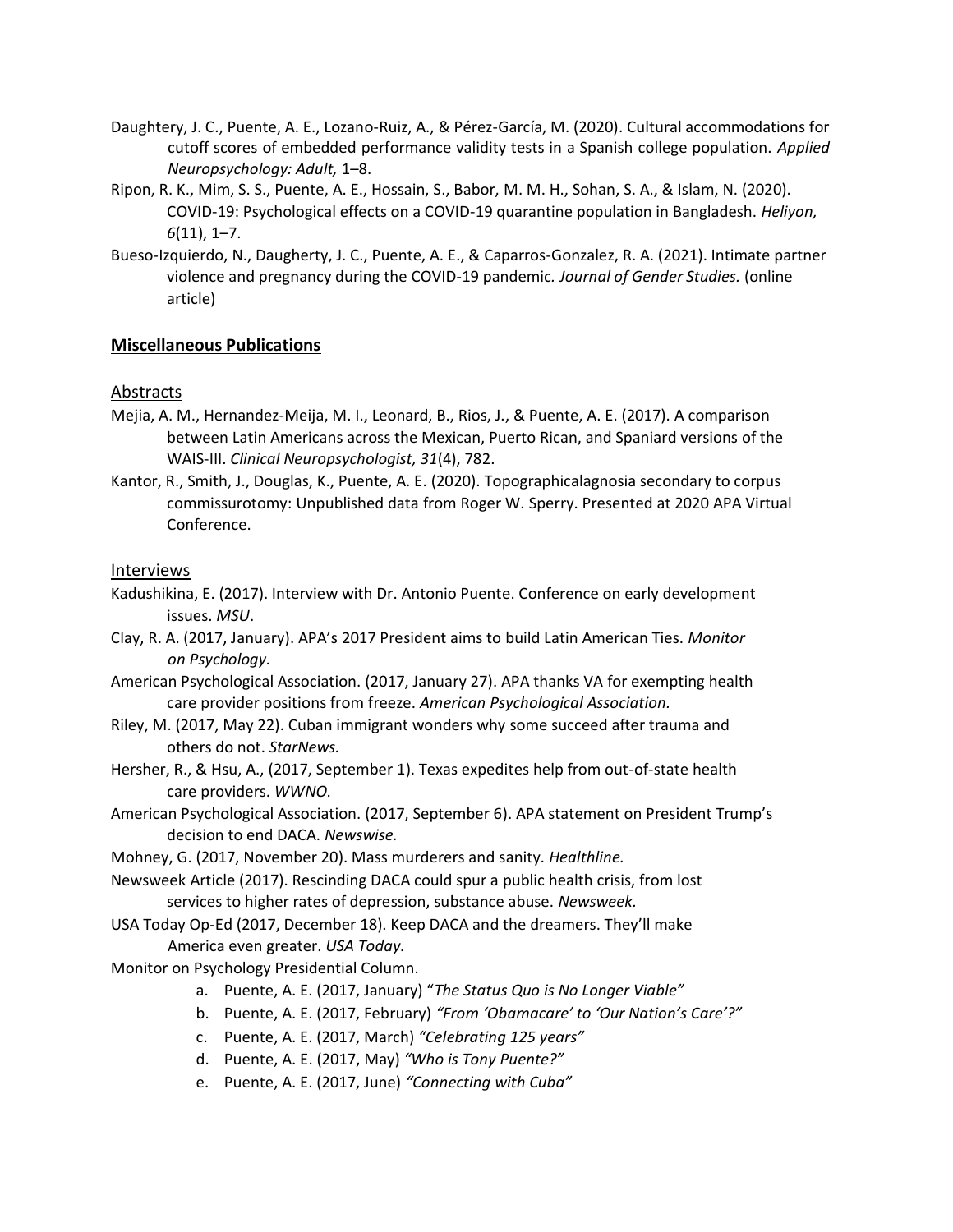Daughtery, J. C., Puente, A. E., Lozano-Ruiz, A., & Pérez-García, M. (2020). Cultural accommodations for cutoff scores of embedded performance validity tests in a Spanish college population. *Applied Neuropsychology: Adult,* 1–8.

Ripon, R. K., Mim, S. S., Puente, A. E., Hossain, S., Babor, M. M. H., Sohan, S. A., & Islam, N. (2020). COVID-19: Psychological effects on a COVID-19 quarantine population in Bangladesh. *Heliyon, 6*(11), 1–7.

Bueso-Izquierdo, N., Daugherty, J. C., Puente, A. E., & Caparros-Gonzalez, R. A. (2021). Intimate partner violence and pregnancy during the COVID-19 pandemic. *Journal of Gender Studies.* (online article)

## **Miscellaneous Publications**

### Abstracts

Mejia, A. M., Hernandez-Meija, M. I., Leonard, B., Rios, J., & Puente, A. E. (2017). A comparison between Latin Americans across the Mexican, Puerto Rican, and Spaniard versions of the WAIS-III. *Clinical Neuropsychologist, 31*(4), 782.

Kantor, R., Smith, J., Douglas, K., Puente, A. E. (2020). Topographicalagnosia secondary to corpus commissurotomy: Unpublished data from Roger W. Sperry. Presented at 2020 APA Virtual Conference.

### Interviews

Kadushikina, E. (2017). Interview with Dr. Antonio Puente. Conference on early development issues. *MSU*.

Clay, R. A. (2017, January). APA's 2017 President aims to build Latin American Ties. *Monitor on Psychology.*

American Psychological Association. (2017, January 27). APA thanks VA for exempting health care provider positions from freeze. *American Psychological Association.*

Riley, M. (2017, May 22). Cuban immigrant wonders why some succeed after trauma and others do not. *StarNews.*

Hersher, R., & Hsu, A., (2017, September 1). Texas expedites help from out-of-state health care providers. *WWNO.*

American Psychological Association. (2017, September 6). APA statement on President Trump's decision to end DACA. *Newswise.*

Mohney, G. (2017, November 20). Mass murderers and sanity. *Healthline.*

Newsweek Article (2017). Rescinding DACA could spur a public health crisis, from lost services to higher rates of depression, substance abuse. *Newsweek.*

USA Today Op-Ed (2017, December 18). Keep DACA and the dreamers. They'll make America even greater. *USA Today.*

Monitor on Psychology Presidential Column.

a. Puente, A. E. (2017, January) "*The Status Quo is No Longer Viable"*
b. Puente, A. E. (2017, February) *"From 'Obamacare' to 'Our Nation's Care'?"*
c. Puente, A. E. (2017, March) *"Celebrating 125 years"*
d. Puente, A. E. (2017, May) *"Who is Tony Puente?"*
e. Puente, A. E. (2017, June) *"Connecting with Cuba"*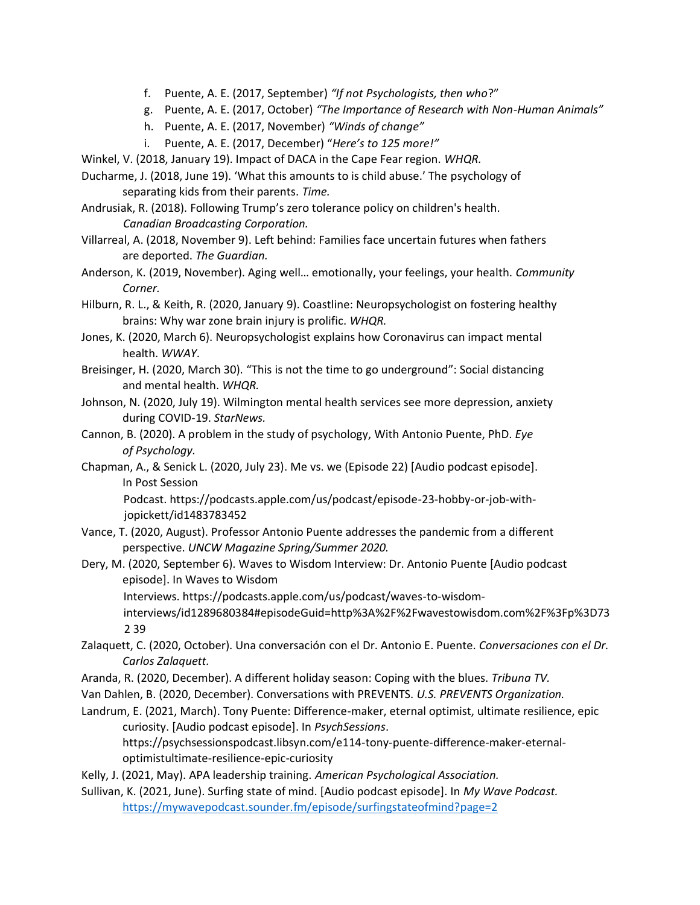f. Puente, A. E. (2017, September) *"If not Psychologists, then who*?"
g. Puente, A. E. (2017, October) *"The Importance of Research with Non-Human Animals"*
h. Puente, A. E. (2017, November) *"Winds of change"*
i. Puente, A. E. (2017, December) "*Here's to 125 more!"*

Winkel, V. (2018, January 19). Impact of DACA in the Cape Fear region. *WHQR.*

Ducharme, J. (2018, June 19). 'What this amounts to is child abuse.' The psychology of separating kids from their parents. *Time.*

Andrusiak, R. (2018). Following Trump's zero tolerance policy on children's health. *Canadian Broadcasting Corporation.*

Villarreal, A. (2018, November 9). Left behind: Families face uncertain futures when fathers are deported. *The Guardian.*

Anderson, K. (2019, November). Aging well… emotionally, your feelings, your health. *Community Corner.*

Hilburn, R. L., & Keith, R. (2020, January 9). Coastline: Neuropsychologist on fostering healthy brains: Why war zone brain injury is prolific. *WHQR.*

Jones, K. (2020, March 6). Neuropsychologist explains how Coronavirus can impact mental health. *WWAY*.

Breisinger, H. (2020, March 30). "This is not the time to go underground": Social distancing and mental health. *WHQR.*

Johnson, N. (2020, July 19). Wilmington mental health services see more depression, anxiety during COVID-19. *StarNews.*

Cannon, B. (2020). A problem in the study of psychology, With Antonio Puente, PhD. *Eye of Psychology*.

Chapman, A., & Senick L. (2020, July 23). Me vs. we (Episode 22) [Audio podcast episode]. In Post Session Podcast. https://podcasts.apple.com/us/podcast/episode-23-hobby-or-job-with-jopickett/id1483783452

Vance, T. (2020, August). Professor Antonio Puente addresses the pandemic from a different perspective. *UNCW Magazine Spring/Summer 2020.*

Dery, M. (2020, September 6). Waves to Wisdom Interview: Dr. Antonio Puente [Audio podcast episode]. In Waves to Wisdom Interviews. https://podcasts.apple.com/us/podcast/waves-to-wisdom-interviews/id1289680384#episodeGuid=http%3A%2F%2Fwavestowisdom.com%2F%3Fp%3D73 2 39

Zalaquett, C. (2020, October). Una conversación con el Dr. Antonio E. Puente. *Conversaciones con el Dr. Carlos Zalaquett.*

Aranda, R. (2020, December). A different holiday season: Coping with the blues. *Tribuna TV.*

Van Dahlen, B. (2020, December). Conversations with PREVENTS. *U.S. PREVENTS Organization.*

Landrum, E. (2021, March). Tony Puente: Difference-maker, eternal optimist, ultimate resilience, epic curiosity. [Audio podcast episode]. In *PsychSessions*. https://psychsessionspodcast.libsyn.com/e114-tony-puente-difference-maker-eternal-optimistultimate-resilience-epic-curiosity

Kelly, J. (2021, May). APA leadership training. *American Psychological Association.*

Sullivan, K. (2021, June). Surfing state of mind. [Audio podcast episode]. In *My Wave Podcast.* https://mywavepodcast.sounder.fm/episode/surfingstateofmind?page=2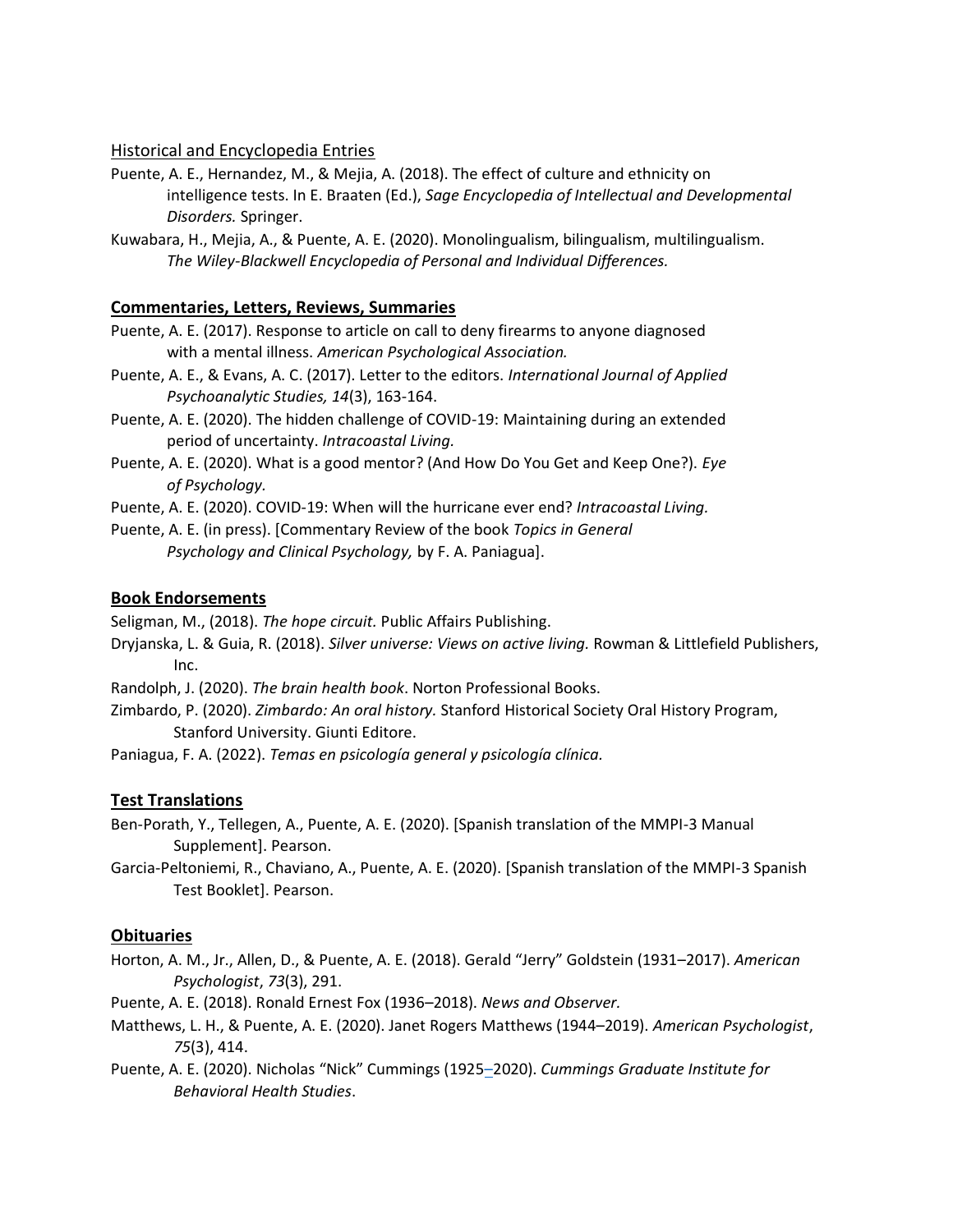Historical and Encyclopedia Entries

Puente, A. E., Hernandez, M., & Mejia, A. (2018). The effect of culture and ethnicity on intelligence tests. In E. Braaten (Ed.), *Sage Encyclopedia of Intellectual and Developmental Disorders.* Springer.

Kuwabara, H., Mejia, A., & Puente, A. E. (2020). Monolingualism, bilingualism, multilingualism. *The Wiley-Blackwell Encyclopedia of Personal and Individual Differences.*

## Commentaries, Letters, Reviews, Summaries

Puente, A. E. (2017). Response to article on call to deny firearms to anyone diagnosed with a mental illness. *American Psychological Association.*

Puente, A. E., & Evans, A. C. (2017). Letter to the editors. *International Journal of Applied Psychoanalytic Studies, 14*(3), 163-164.

Puente, A. E. (2020). The hidden challenge of COVID-19: Maintaining during an extended period of uncertainty. *Intracoastal Living.*

Puente, A. E. (2020). What is a good mentor? (And How Do You Get and Keep One?). *Eye of Psychology.*

Puente, A. E. (2020). COVID-19: When will the hurricane ever end? *Intracoastal Living.*

Puente, A. E. (in press). [Commentary Review of the book *Topics in General Psychology and Clinical Psychology,* by F. A. Paniagua].

## Book Endorsements

Seligman, M., (2018). *The hope circuit.* Public Affairs Publishing.

Dryjanska, L. & Guia, R. (2018). *Silver universe: Views on active living.* Rowman & Littlefield Publishers, Inc.

Randolph, J. (2020). *The brain health book*. Norton Professional Books.

Zimbardo, P. (2020). *Zimbardo: An oral history.* Stanford Historical Society Oral History Program, Stanford University. Giunti Editore.

Paniagua, F. A. (2022). *Temas en psicología general y psicología clínica.*

## Test Translations

Ben-Porath, Y., Tellegen, A., Puente, A. E. (2020). [Spanish translation of the MMPI-3 Manual Supplement]. Pearson.

Garcia-Peltoniemi, R., Chaviano, A., Puente, A. E. (2020). [Spanish translation of the MMPI-3 Spanish Test Booklet]. Pearson.

## Obituaries

Horton, A. M., Jr., Allen, D., & Puente, A. E. (2018). Gerald "Jerry" Goldstein (1931–2017). *American Psychologist*, *73*(3), 291.

Puente, A. E. (2018). Ronald Ernest Fox (1936–2018). *News and Observer.*

Matthews, L. H., & Puente, A. E. (2020). Janet Rogers Matthews (1944–2019). *American Psychologist*, *75*(3), 414.

Puente, A. E. (2020). Nicholas "Nick" Cummings (1925–2020). *Cummings Graduate Institute for Behavioral Health Studies*.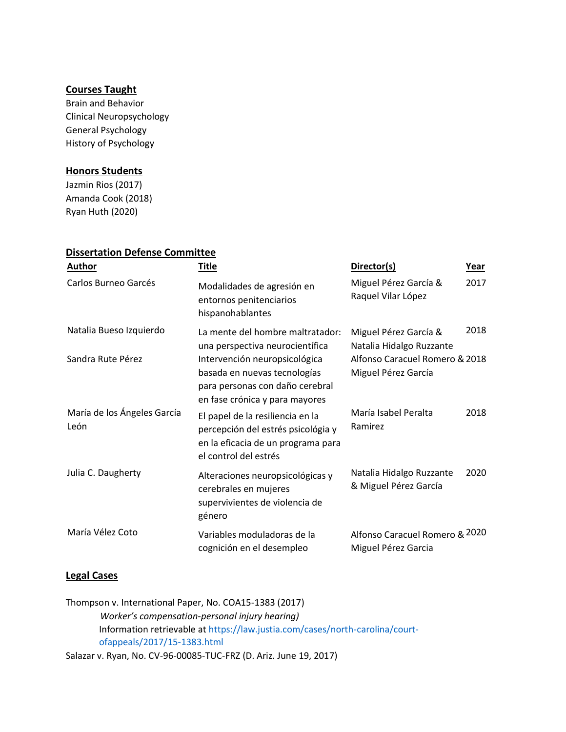## Courses Taught

Brain and Behavior
Clinical Neuropsychology
General Psychology
History of Psychology

## Honors Students

Jazmin Rios (2017)
Amanda Cook (2018)
Ryan Huth (2020)

## Dissertation Defense Committee

| Author | Title | Director(s) | Year |
|---|---|---|---|
| Carlos Burneo Garcés | Modalidades de agresión en entornos penitenciarios hispanohablantes | Miguel Pérez García & Raquel Vilar López | 2017 |
| Natalia Bueso Izquierdo | La mente del hombre maltratador: una perspectiva neurocientífica | Miguel Pérez García & Natalia Hidalgo Ruzzante | 2018 |
| Sandra Rute Pérez | Intervención neuropsicológica basada en nuevas tecnologías para personas con daño cerebral en fase crónica y para mayores | Alfonso Caracuel Romero & Miguel Pérez García | 2018 |
| María de los Ángeles García León | El papel de la resiliencia en la percepción del estrés psicológia y en la eficacia de un programa para el control del estrés | María Isabel Peralta Ramirez | 2018 |
| Julia C. Daugherty | Alteraciones neuropsicológicas y cerebrales en mujeres supervivientes de violencia de género | Natalia Hidalgo Ruzzante & Miguel Pérez García | 2020 |
| María Vélez Coto | Variables moduladoras de la cognición en el desempleo | Alfonso Caracuel Romero & Miguel Pérez Garcia | 2020 |

## Legal Cases

Thompson v. International Paper, No. COA15-1383 (2017)
*Worker's compensation-personal injury hearing)*
Information retrievable at https://law.justia.com/cases/north-carolina/court-ofappeals/2017/15-1383.html

Salazar v. Ryan, No. CV-96-00085-TUC-FRZ (D. Ariz. June 19, 2017)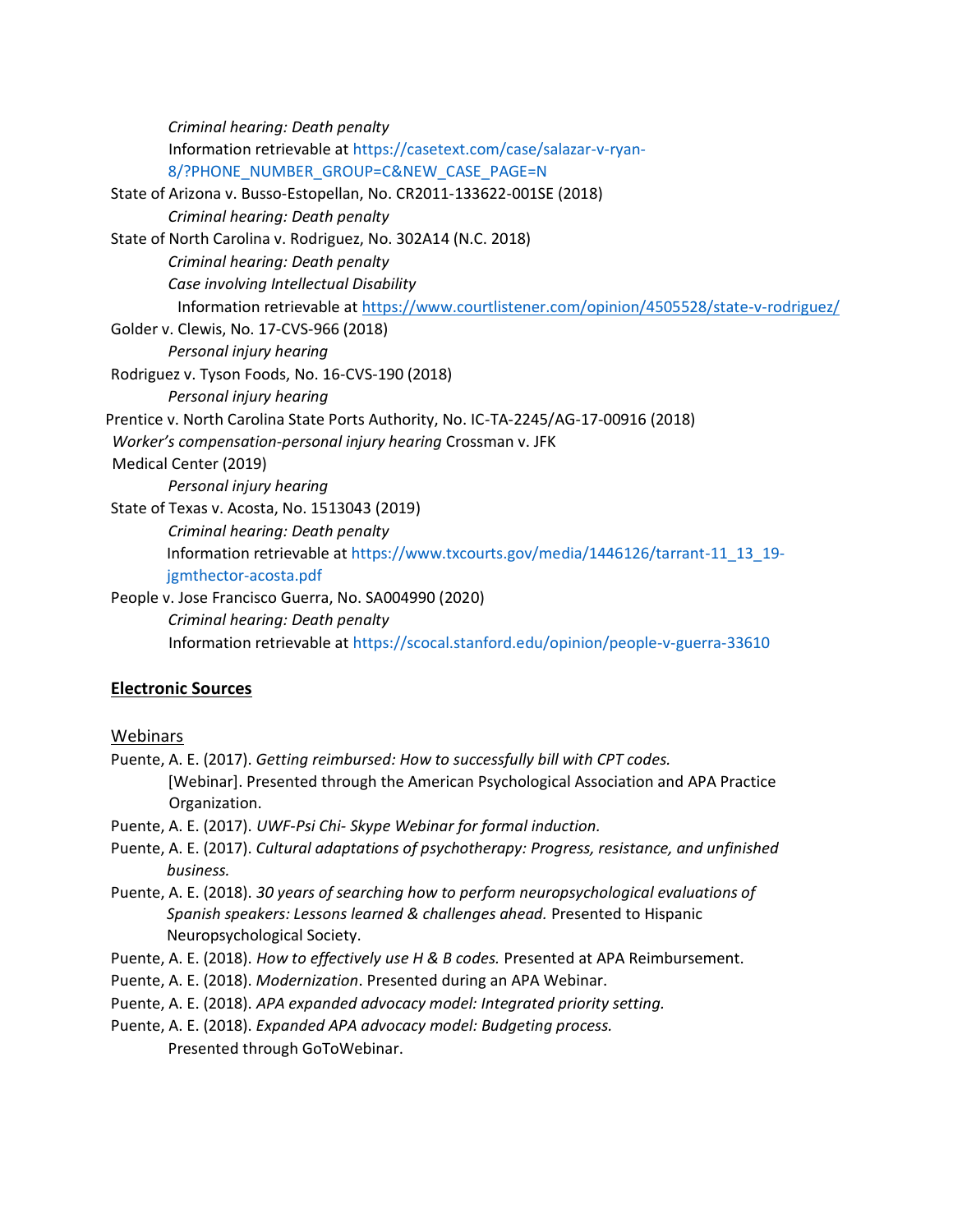*Criminal hearing: Death penalty*
Information retrievable at https://casetext.com/case/salazar-v-ryan-8/?PHONE_NUMBER_GROUP=C&NEW_CASE_PAGE=N

State of Arizona v. Busso-Estopellan, No. CR2011-133622-001SE (2018)
*Criminal hearing: Death penalty*

State of North Carolina v. Rodriguez, No. 302A14 (N.C. 2018)
*Criminal hearing: Death penalty*
*Case involving Intellectual Disability*
Information retrievable at https://www.courtlistener.com/opinion/4505528/state-v-rodriguez/

Golder v. Clewis, No. 17-CVS-966 (2018)
*Personal injury hearing*

Rodriguez v. Tyson Foods, No. 16-CVS-190 (2018)
*Personal injury hearing*

Prentice v. North Carolina State Ports Authority, No. IC-TA-2245/AG-17-00916 (2018)
*Worker's compensation-personal injury hearing* Crossman v. JFK Medical Center (2019)
*Personal injury hearing*

State of Texas v. Acosta, No. 1513043 (2019)
*Criminal hearing: Death penalty*
Information retrievable at https://www.txcourts.gov/media/1446126/tarrant-11_13_19-jgmthector-acosta.pdf

People v. Jose Francisco Guerra, No. SA004990 (2020)
*Criminal hearing: Death penalty*
Information retrievable at https://scocal.stanford.edu/opinion/people-v-guerra-33610

## Electronic Sources

### Webinars

Puente, A. E. (2017). *Getting reimbursed: How to successfully bill with CPT codes.* [Webinar]. Presented through the American Psychological Association and APA Practice Organization.

Puente, A. E. (2017). *UWF-Psi Chi- Skype Webinar for formal induction.*

Puente, A. E. (2017). *Cultural adaptations of psychotherapy: Progress, resistance, and unfinished business.*

Puente, A. E. (2018). *30 years of searching how to perform neuropsychological evaluations of Spanish speakers: Lessons learned & challenges ahead.* Presented to Hispanic Neuropsychological Society.

Puente, A. E. (2018). *How to effectively use H & B codes.* Presented at APA Reimbursement.

Puente, A. E. (2018). *Modernization*. Presented during an APA Webinar.

Puente, A. E. (2018). *APA expanded advocacy model: Integrated priority setting.*

Puente, A. E. (2018). *Expanded APA advocacy model: Budgeting process.* Presented through GoToWebinar.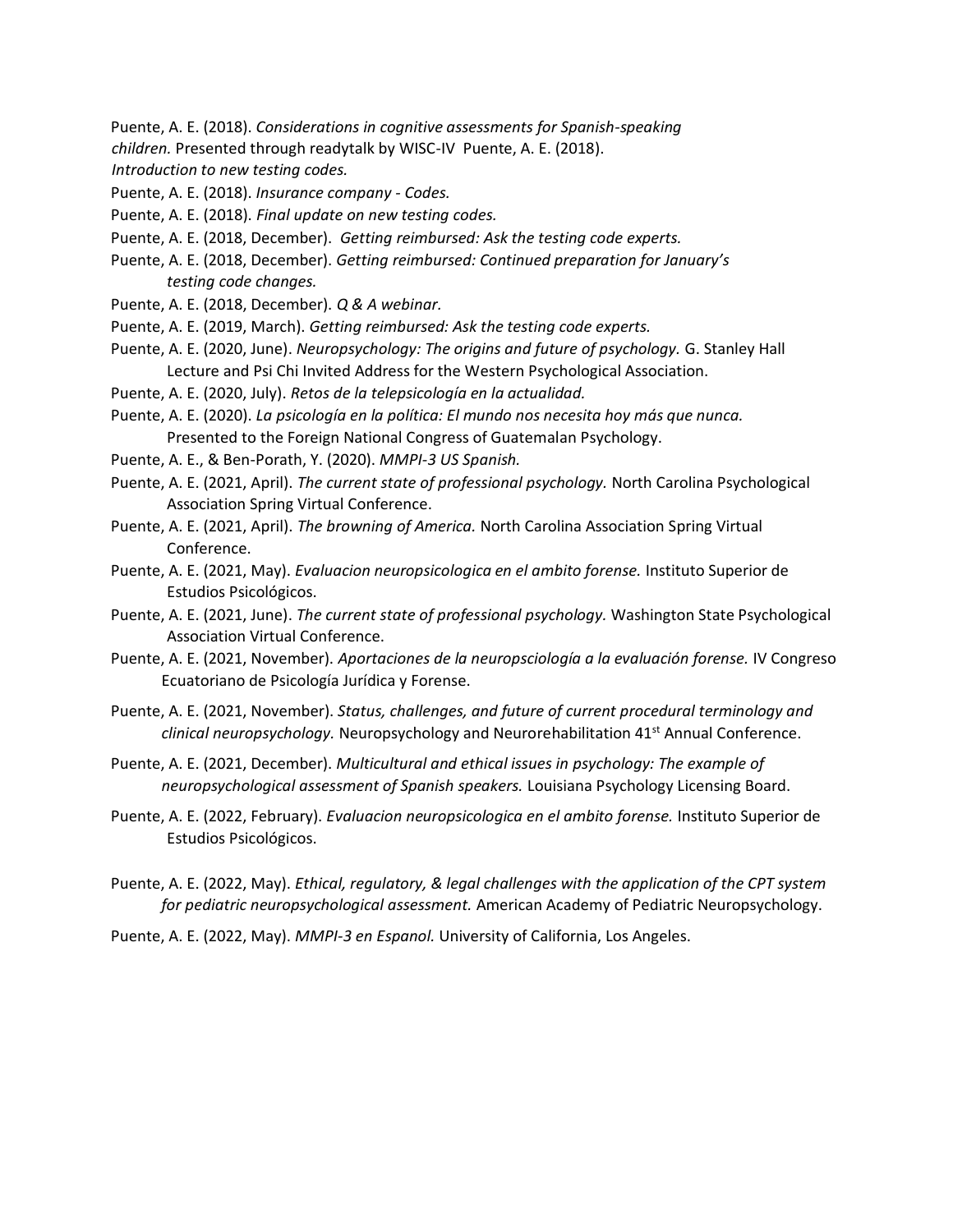Puente, A. E. (2018). *Considerations in cognitive assessments for Spanish-speaking children.* Presented through readytalk by WISC-IV Puente, A. E. (2018). *Introduction to new testing codes.*

Puente, A. E. (2018). *Insurance company - Codes.*

Puente, A. E. (2018). *Final update on new testing codes.*

Puente, A. E. (2018, December). *Getting reimbursed: Ask the testing code experts.*

Puente, A. E. (2018, December). *Getting reimbursed: Continued preparation for January's testing code changes.*

Puente, A. E. (2018, December). *Q & A webinar.*

Puente, A. E. (2019, March). *Getting reimbursed: Ask the testing code experts.*

Puente, A. E. (2020, June). *Neuropsychology: The origins and future of psychology.* G. Stanley Hall Lecture and Psi Chi Invited Address for the Western Psychological Association.

Puente, A. E. (2020, July). *Retos de la telepsicología en la actualidad.*

Puente, A. E. (2020). *La psicología en la política: El mundo nos necesita hoy más que nunca.* Presented to the Foreign National Congress of Guatemalan Psychology.

Puente, A. E., & Ben-Porath, Y. (2020). *MMPI-3 US Spanish.*

Puente, A. E. (2021, April). *The current state of professional psychology.* North Carolina Psychological Association Spring Virtual Conference.

Puente, A. E. (2021, April). *The browning of America.* North Carolina Association Spring Virtual Conference.

Puente, A. E. (2021, May). *Evaluacion neuropsicologica en el ambito forense.* Instituto Superior de Estudios Psicológicos.

Puente, A. E. (2021, June). *The current state of professional psychology.* Washington State Psychological Association Virtual Conference.

Puente, A. E. (2021, November). *Aportaciones de la neuropsciología a la evaluación forense.* IV Congreso Ecuatoriano de Psicología Jurídica y Forense.

Puente, A. E. (2021, November). *Status, challenges, and future of current procedural terminology and clinical neuropsychology.* Neuropsychology and Neurorehabilitation 41st Annual Conference.

Puente, A. E. (2021, December). *Multicultural and ethical issues in psychology: The example of neuropsychological assessment of Spanish speakers.* Louisiana Psychology Licensing Board.

Puente, A. E. (2022, February). *Evaluacion neuropsicologica en el ambito forense.* Instituto Superior de Estudios Psicológicos.

Puente, A. E. (2022, May). *Ethical, regulatory, & legal challenges with the application of the CPT system for pediatric neuropsychological assessment.* American Academy of Pediatric Neuropsychology.

Puente, A. E. (2022, May). *MMPI-3 en Espanol.* University of California, Los Angeles.